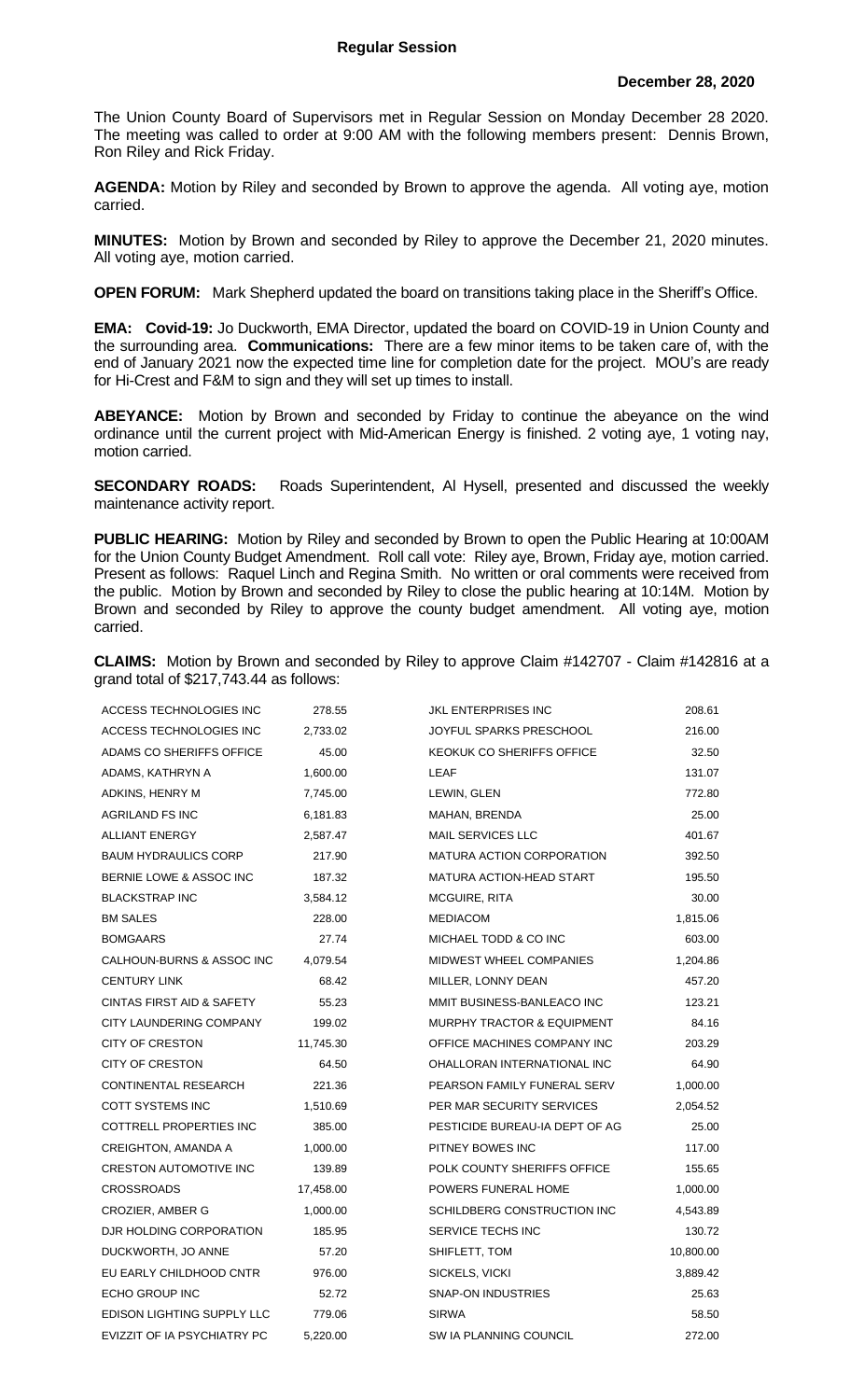# Regular Session

**December 28, 2020**

The Union County Board of Supervisors met in Regular Session on Monday December 28 2020. The meeting was called to order at 9:00 AM with the following members present: Dennis Brown, Ron Riley and Rick Friday.

**AGENDA:** Motion by Riley and seconded by Brown to approve the agenda. All voting aye, motion carried.

**MINUTES:** Motion by Brown and seconded by Riley to approve the December 21, 2020 minutes. All voting aye, motion carried.

**OPEN FORUM:** Mark Shepherd updated the board on transitions taking place in the Sheriff's Office.

**EMA: Covid-19:** Jo Duckworth, EMA Director, updated the board on COVID-19 in Union County and the surrounding area. **Communications:** There are a few minor items to be taken care of, with the end of January 2021 now the expected time line for completion date for the project. MOU's are ready for Hi-Crest and F&M to sign and they will set up times to install.

**ABEYANCE:** Motion by Brown and seconded by Friday to continue the abeyance on the wind ordinance until the current project with Mid-American Energy is finished. 2 voting aye, 1 voting nay, motion carried.

**SECONDARY ROADS:** Roads Superintendent, Al Hysell, presented and discussed the weekly maintenance activity report.

**PUBLIC HEARING:** Motion by Riley and seconded by Brown to open the Public Hearing at 10:00AM for the Union County Budget Amendment. Roll call vote: Riley aye, Brown, Friday aye, motion carried. Present as follows: Raquel Linch and Regina Smith. No written or oral comments were received from the public. Motion by Brown and seconded by Riley to close the public hearing at 10:14M. Motion by Brown and seconded by Riley to approve the county budget amendment. All voting aye, motion carried.

**CLAIMS:** Motion by Brown and seconded by Riley to approve Claim #142707 - Claim #142816 at a grand total of $217,743.44 as follows:

| | | | |
|---|---|---|---|
| ACCESS TECHNOLOGIES INC | 278.55 | JKL ENTERPRISES INC | 208.61 |
| ACCESS TECHNOLOGIES INC | 2,733.02 | JOYFUL SPARKS PRESCHOOL | 216.00 |
| ADAMS CO SHERIFFS OFFICE | 45.00 | KEOKUK CO SHERIFFS OFFICE | 32.50 |
| ADAMS, KATHRYN A | 1,600.00 | LEAF | 131.07 |
| ADKINS, HENRY M | 7,745.00 | LEWIN, GLEN | 772.80 |
| AGRILAND FS INC | 6,181.83 | MAHAN, BRENDA | 25.00 |
| ALLIANT ENERGY | 2,587.47 | MAIL SERVICES LLC | 401.67 |
| BAUM HYDRAULICS CORP | 217.90 | MATURA ACTION CORPORATION | 392.50 |
| BERNIE LOWE & ASSOC INC | 187.32 | MATURA ACTION-HEAD START | 195.50 |
| BLACKSTRAP INC | 3,584.12 | MCGUIRE, RITA | 30.00 |
| BM SALES | 228.00 | MEDIACOM | 1,815.06 |
| BOMGAARS | 27.74 | MICHAEL TODD & CO INC | 603.00 |
| CALHOUN-BURNS & ASSOC INC | 4,079.54 | MIDWEST WHEEL COMPANIES | 1,204.86 |
| CENTURY LINK | 68.42 | MILLER, LONNY DEAN | 457.20 |
| CINTAS FIRST AID & SAFETY | 55.23 | MMIT BUSINESS-BANLEACO INC | 123.21 |
| CITY LAUNDERING COMPANY | 199.02 | MURPHY TRACTOR & EQUIPMENT | 84.16 |
| CITY OF CRESTON | 11,745.30 | OFFICE MACHINES COMPANY INC | 203.29 |
| CITY OF CRESTON | 64.50 | OHALLORAN INTERNATIONAL INC | 64.90 |
| CONTINENTAL RESEARCH | 221.36 | PEARSON FAMILY FUNERAL SERV | 1,000.00 |
| COTT SYSTEMS INC | 1,510.69 | PER MAR SECURITY SERVICES | 2,054.52 |
| COTTRELL PROPERTIES INC | 385.00 | PESTICIDE BUREAU-IA DEPT OF AG | 25.00 |
| CREIGHTON, AMANDA A | 1,000.00 | PITNEY BOWES INC | 117.00 |
| CRESTON AUTOMOTIVE INC | 139.89 | POLK COUNTY SHERIFFS OFFICE | 155.65 |
| CROSSROADS | 17,458.00 | POWERS FUNERAL HOME | 1,000.00 |
| CROZIER, AMBER G | 1,000.00 | SCHILDBERG CONSTRUCTION INC | 4,543.89 |
| DJR HOLDING CORPORATION | 185.95 | SERVICE TECHS INC | 130.72 |
| DUCKWORTH, JO ANNE | 57.20 | SHIFLETT, TOM | 10,800.00 |
| EU EARLY CHILDHOOD CNTR | 976.00 | SICKELS, VICKI | 3,889.42 |
| ECHO GROUP INC | 52.72 | SNAP-ON INDUSTRIES | 25.63 |
| EDISON LIGHTING SUPPLY LLC | 779.06 | SIRWA | 58.50 |
| EVIZZIT OF IA PSYCHIATRY PC | 5,220.00 | SW IA PLANNING COUNCIL | 272.00 |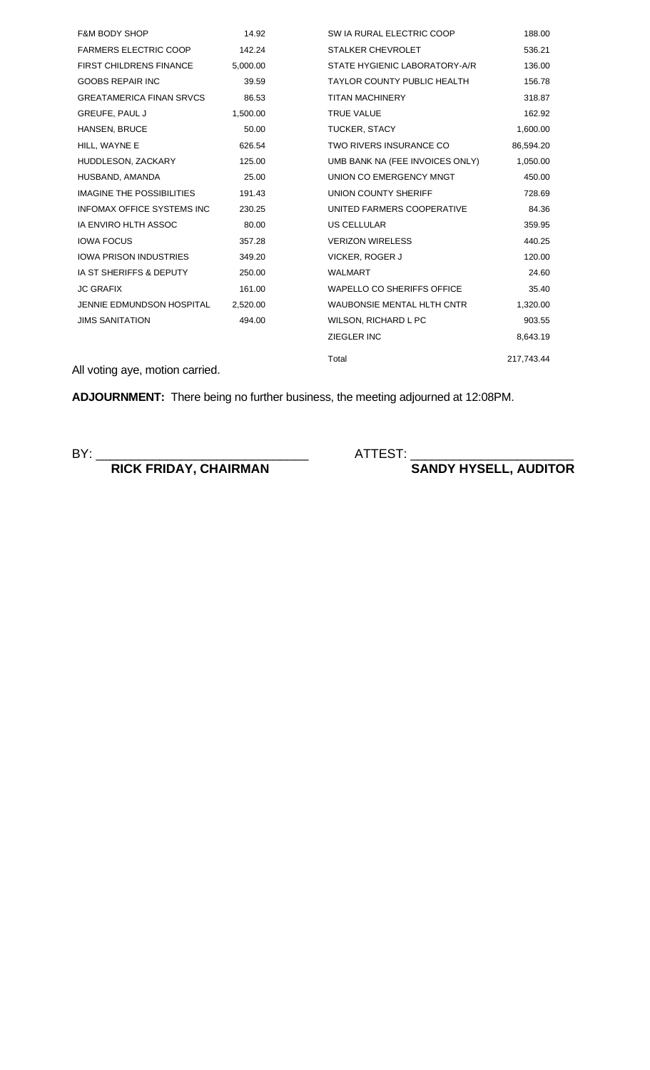| | | | |
|---|---|---|---|
| F&M BODY SHOP | 14.92 | SW IA RURAL ELECTRIC COOP | 188.00 |
| FARMERS ELECTRIC COOP | 142.24 | STALKER CHEVROLET | 536.21 |
| FIRST CHILDRENS FINANCE | 5,000.00 | STATE HYGIENIC LABORATORY-A/R | 136.00 |
| GOOBS REPAIR INC | 39.59 | TAYLOR COUNTY PUBLIC HEALTH | 156.78 |
| GREATAMERICA FINAN SRVCS | 86.53 | TITAN MACHINERY | 318.87 |
| GREUFE, PAUL J | 1,500.00 | TRUE VALUE | 162.92 |
| HANSEN, BRUCE | 50.00 | TUCKER, STACY | 1,600.00 |
| HILL, WAYNE E | 626.54 | TWO RIVERS INSURANCE CO | 86,594.20 |
| HUDDLESON, ZACKARY | 125.00 | UMB BANK NA (FEE INVOICES ONLY) | 1,050.00 |
| HUSBAND, AMANDA | 25.00 | UNION CO EMERGENCY MNGT | 450.00 |
| IMAGINE THE POSSIBILITIES | 191.43 | UNION COUNTY SHERIFF | 728.69 |
| INFOMAX OFFICE SYSTEMS INC | 230.25 | UNITED FARMERS COOPERATIVE | 84.36 |
| IA ENVIRO HLTH ASSOC | 80.00 | US CELLULAR | 359.95 |
| IOWA FOCUS | 357.28 | VERIZON WIRELESS | 440.25 |
| IOWA PRISON INDUSTRIES | 349.20 | VICKER, ROGER J | 120.00 |
| IA ST SHERIFFS & DEPUTY | 250.00 | WALMART | 24.60 |
| JC GRAFIX | 161.00 | WAPELLO CO SHERIFFS OFFICE | 35.40 |
| JENNIE EDMUNDSON HOSPITAL | 2,520.00 | WAUBONSIE MENTAL HLTH CNTR | 1,320.00 |
| JIMS SANITATION | 494.00 | WILSON, RICHARD L PC | 903.55 |
| | | ZIEGLER INC | 8,643.19 |
| | | Total | 217,743.44 |

All voting aye, motion carried.

**ADJOURNMENT:** There being no further business, the meeting adjourned at 12:08PM.

BY: ______________________________ ATTEST: ______________________

**RICK FRIDAY, CHAIRMAN** **SANDY HYSELL, AUDITOR**